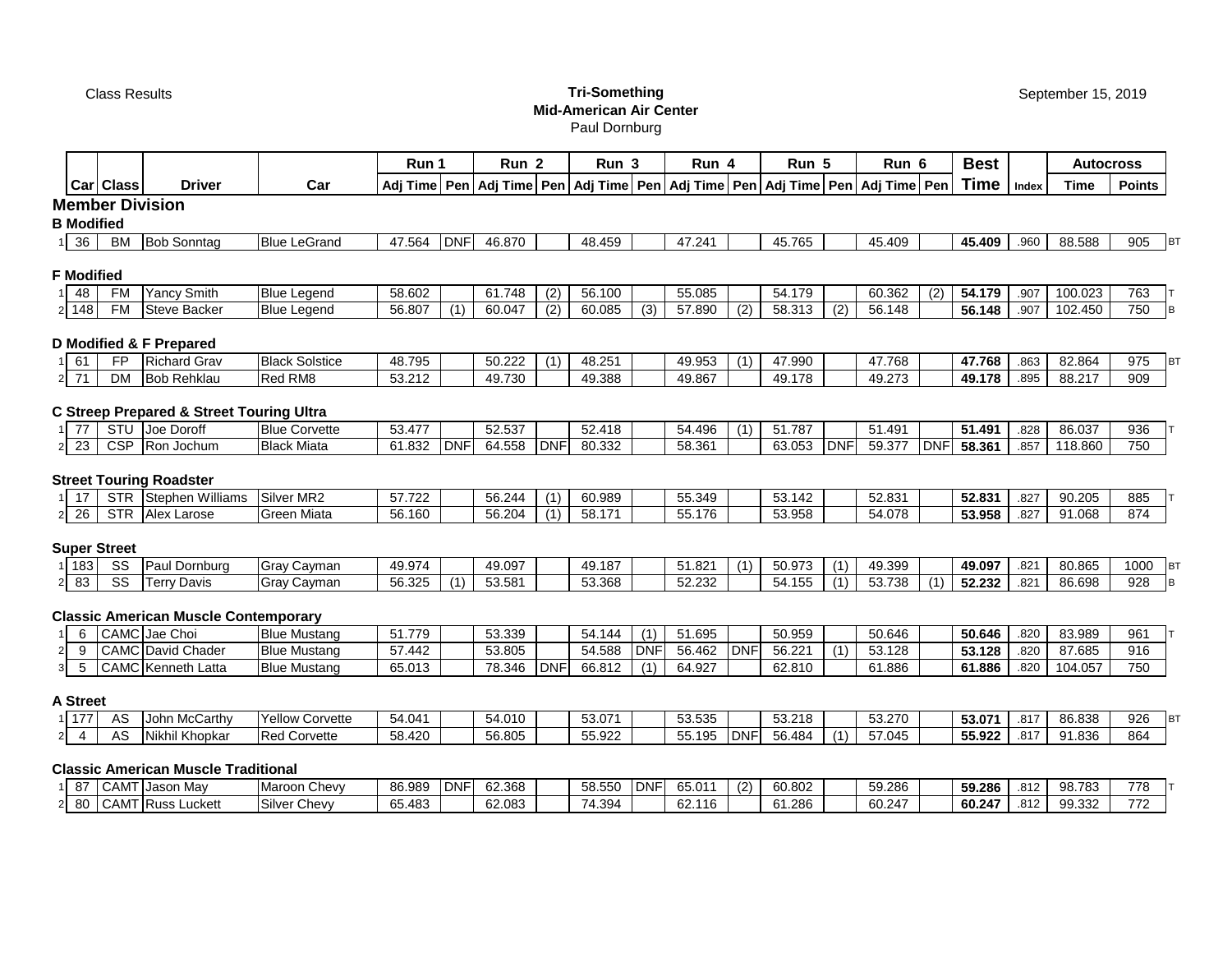Class Results

**Tri-Something**
**Mid-American Air Center**
Paul Dornburg

September 15, 2019

| | Car | Class | Driver | Car | Run 1 Adj Time | Pen | Run 2 Adj Time | Pen | Run 3 Adj Time | Pen | Run 4 Adj Time | Pen | Run 5 Adj Time | Pen | Run 6 Adj Time | Pen | Best Time | Index | Autocross Time | Points | |
|---|---|---|---|---|---|---|---|---|---|---|---|---|---|---|---|---|---|---|---|---|---|
| **Member Division** | | | | | | | | | | | | | | | | | | | | | |
| **B Modified** | | | | | | | | | | | | | | | | | | | | | |
| 1 | 36 | BM | Bob Sonntag | Blue LeGrand | 47.564 | DNF | 46.870 | | 48.459 | | 47.241 | | 45.765 | | 45.409 | | **45.409** | .960 | 88.588 | 905 | BT |
| **F Modified** | | | | | | | | | | | | | | | | | | | | | |
| 1 | 48 | FM | Yancy Smith | Blue Legend | 58.602 | | 61.748 | (2) | 56.100 | | 55.085 | | 54.179 | | 60.362 | (2) | **54.179** | .907 | 100.023 | 763 | T |
| 2 | 148 | FM | Steve Backer | Blue Legend | 56.807 | (1) | 60.047 | (2) | 60.085 | (3) | 57.890 | (2) | 58.313 | (2) | 56.148 | | **56.148** | .907 | 102.450 | 750 | B |
| **D Modified & F Prepared** | | | | | | | | | | | | | | | | | | | | | |
| 1 | 61 | FP | Richard Grav | Black Solstice | 48.795 | | 50.222 | (1) | 48.251 | | 49.953 | (1) | 47.990 | | 47.768 | | **47.768** | .863 | 82.864 | 975 | BT |
| 2 | 71 | DM | Bob Rehklau | Red RM8 | 53.212 | | 49.730 | | 49.388 | | 49.867 | | 49.178 | | 49.273 | | **49.178** | .895 | 88.217 | 909 | |
| **C Streep Prepared & Street Touring Ultra** | | | | | | | | | | | | | | | | | | | | | |
| 1 | 77 | STU | Joe Doroff | Blue Corvette | 53.477 | | 52.537 | | 52.418 | | 54.496 | (1) | 51.787 | | 51.491 | | **51.491** | .828 | 86.037 | 936 | T |
| 2 | 23 | CSP | Ron Jochum | Black Miata | 61.832 | DNF | 64.558 | DNF | 80.332 | | 58.361 | | 63.053 | DNF | 59.377 | DNF | **58.361** | .857 | 118.860 | 750 | |
| **Street Touring Roadster** | | | | | | | | | | | | | | | | | | | | | |
| 1 | 17 | STR | Stephen Williams | Silver MR2 | 57.722 | | 56.244 | (1) | 60.989 | | 55.349 | | 53.142 | | 52.831 | | **52.831** | .827 | 90.205 | 885 | T |
| 2 | 26 | STR | Alex Larose | Green Miata | 56.160 | | 56.204 | (1) | 58.171 | | 55.176 | | 53.958 | | 54.078 | | **53.958** | .827 | 91.068 | 874 | |
| **Super Street** | | | | | | | | | | | | | | | | | | | | | |
| 1 | 183 | SS | Paul Dornburg | Gray Cayman | 49.974 | | 49.097 | | 49.187 | | 51.821 | (1) | 50.973 | (1) | 49.399 | | **49.097** | .821 | 80.865 | 1000 | BT |
| 2 | 83 | SS | Terry Davis | Gray Cayman | 56.325 | (1) | 53.581 | | 53.368 | | 52.232 | | 54.155 | (1) | 53.738 | (1) | **52.232** | .821 | 86.698 | 928 | B |
| **Classic American Muscle Contemporary** | | | | | | | | | | | | | | | | | | | | | |
| 1 | 6 | CAMC | Jae Choi | Blue Mustang | 51.779 | | 53.339 | | 54.144 | (1) | 51.695 | | 50.959 | | 50.646 | | **50.646** | .820 | 83.989 | 961 | T |
| 2 | 9 | CAMC | David Chader | Blue Mustang | 57.442 | | 53.805 | | 54.588 | DNF | 56.462 | DNF | 56.221 | (1) | 53.128 | | **53.128** | .820 | 87.685 | 916 | |
| 3 | 5 | CAMC | Kenneth Latta | Blue Mustang | 65.013 | | 78.346 | DNF | 66.812 | (1) | 64.927 | | 62.810 | | 61.886 | | **61.886** | .820 | 104.057 | 750 | |
| **A Street** | | | | | | | | | | | | | | | | | | | | | |
| 1 | 177 | AS | John McCarthy | Yellow Corvette | 54.041 | | 54.010 | | 53.071 | | 53.535 | | 53.218 | | 53.270 | | **53.071** | .817 | 86.838 | 926 | BT |
| 2 | 4 | AS | Nikhil Khopkar | Red Corvette | 58.420 | | 56.805 | | 55.922 | | 55.195 | DNF | 56.484 | (1) | 57.045 | | **55.922** | .817 | 91.836 | 864 | |
| **Classic American Muscle Traditional** | | | | | | | | | | | | | | | | | | | | | |
| 1 | 87 | CAMT | Jason May | Maroon Chevy | 86.989 | DNF | 62.368 | | 58.550 | DNF | 65.011 | (2) | 60.802 | | 59.286 | | **59.286** | .812 | 98.783 | 778 | T |
| 2 | 80 | CAMT | Russ Luckett | Silver Chevy | 65.483 | | 62.083 | | 74.394 | | 62.116 | | 61.286 | | 60.247 | | **60.247** | .812 | 99.332 | 772 | |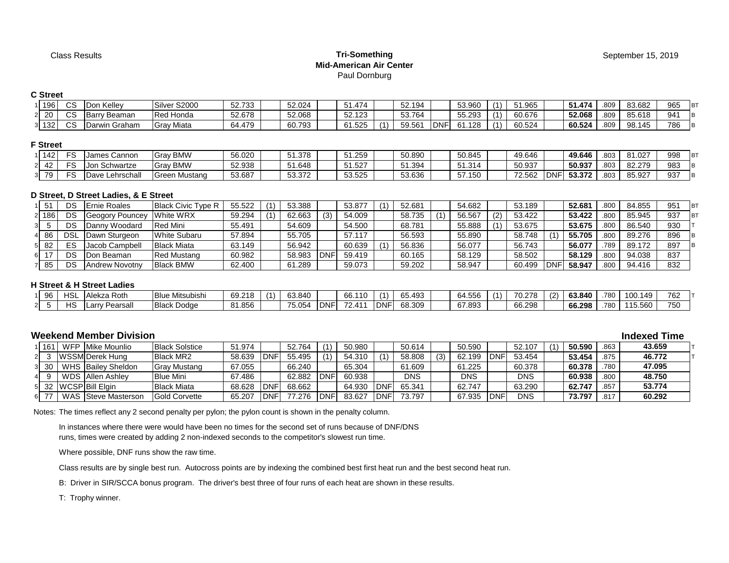Class Results

**Tri-Something**
**Mid-American Air Center**
Paul Dornburg

September 15, 2019

### C Street

| | | | | | | | | | | | | | | | | | | | | |
|---|---|---|---|---|---|---|---|---|---|---|---|---|---|---|---|---|---|---|---|---|
| 1 | 196 | CS | Don Kelley | Silver S2000 | 52.733 | | 52.024 | | 51.474 | | 52.194 | | 53.960 | (1) | 51.965 | | **51.474** | .809 | 83.682 | 965 | BT |
| 2 | 20 | CS | Barry Beaman | Red Honda | 52.678 | | 52.068 | | 52.123 | | 53.764 | | 55.293 | (1) | 60.676 | | **52.068** | .809 | 85.618 | 941 | B |
| 3 | 132 | CS | Darwin Graham | Gray Miata | 64.479 | | 60.793 | | 61.525 | (1) | 59.561 | DNF | 61.128 | (1) | 60.524 | | **60.524** | .809 | 98.145 | 786 | B |

### F Street

| | | | | | | | | | | | | | | | | | | | | |
|---|---|---|---|---|---|---|---|---|---|---|---|---|---|---|---|---|---|---|---|---|
| 1 | 142 | FS | James Cannon | Gray BMW | 56.020 | | 51.378 | | 51.259 | | 50.890 | | 50.845 | | 49.646 | | **49.646** | .803 | 81.027 | 998 | BT |
| 2 | 42 | FS | Jon Schwartze | Gray BMW | 52.938 | | 51.648 | | 51.527 | | 51.394 | | 51.314 | | 50.937 | | **50.937** | .803 | 82.279 | 983 | B |
| 3 | 79 | FS | Dave Lehrschall | Green Mustang | 53.687 | | 53.372 | | 53.525 | | 53.636 | | 57.150 | | 72.562 | DNF | **53.372** | .803 | 85.927 | 937 | B |

### D Street, D Street Ladies, & E Street

| | | | | | | | | | | | | | | | | | | | | |
|---|---|---|---|---|---|---|---|---|---|---|---|---|---|---|---|---|---|---|---|---|
| 1 | 51 | DS | Ernie Roales | Black Civic Type R | 55.522 | (1) | 53.388 | | 53.877 | (1) | 52.681 | | 54.682 | | 53.189 | | **52.681** | .800 | 84.855 | 951 | BT |
| 2 | 186 | DS | Geogory Pouncey | White WRX | 59.294 | (1) | 62.663 | (3) | 54.009 | | 58.735 | (1) | 56.567 | (2) | 53.422 | | **53.422** | .800 | 85.945 | 937 | BT |
| 3 | 5 | DS | Danny Woodard | Red Mini | 55.491 | | 54.609 | | 54.500 | | 68.781 | | 55.888 | (1) | 53.675 | | **53.675** | .800 | 86.540 | 930 | T |
| 4 | 86 | DSL | Dawn Sturgeon | White Subaru | 57.894 | | 55.705 | | 57.117 | | 56.593 | | 55.890 | | 58.748 | (1) | **55.705** | .800 | 89.276 | 896 | B |
| 5 | 82 | ES | Jacob Campbell | Black Miata | 63.149 | | 56.942 | | 60.639 | (1) | 56.836 | | 56.077 | | 56.743 | | **56.077** | .789 | 89.172 | 897 | B |
| 6 | 17 | DS | Don Beaman | Red Mustang | 60.982 | | 58.983 | DNF | 59.419 | | 60.165 | | 58.129 | | 58.502 | | **58.129** | .800 | 94.038 | 837 | |
| 7 | 85 | DS | Andrew Novotny | Black BMW | 62.400 | | 61.289 | | 59.073 | | 59.202 | | 58.947 | | 60.499 | DNF | **58.947** | .800 | 94.416 | 832 | |

### H Street & H Street Ladies

| | | | | | | | | | | | | | | | | | | | | |
|---|---|---|---|---|---|---|---|---|---|---|---|---|---|---|---|---|---|---|---|---|
| 1 | 96 | HSL | Alekza Roth | Blue Mitsubishi | 69.218 | (1) | 63.840 | | 66.110 | (1) | 65.493 | | 64.556 | (1) | 70.278 | (2) | **63.840** | .780 | 100.149 | 762 | T |
| 2 | 5 | HS | Larry Pearsall | Black Dodge | 81.856 | | 75.054 | DNF | 72.411 | DNF | 68.309 | | 67.893 | | 66.298 | | **66.298** | .780 | 115.560 | 750 | |

### Weekend Member Division

| | | | | | | | | | | | | | | | | | | | Indexed Time | |
|---|---|---|---|---|---|---|---|---|---|---|---|---|---|---|---|---|---|---|---|---|
| 1 | 161 | WFP | Mike Mounlio | Black Solstice | 51.974 | | 52.764 | (1) | 50.980 | | 50.614 | | 50.590 | | 52.107 | (1) | **50.590** | .863 | **43.659** | T |
| 2 | 3 | WSSM | Derek Hung | Black MR2 | 58.639 | DNF | 55.495 | (1) | 54.310 | (1) | 58.808 | (3) | 62.199 | DNF | 53.454 | | **53.454** | .875 | **46.772** | T |
| 3 | 30 | WHS | Bailey Sheldon | Gray Mustang | 67.055 | | 66.240 | | 65.304 | | 61.609 | | 61.225 | | 60.378 | | **60.378** | .780 | **47.095** | |
| 4 | 9 | WDS | Allen Ashley | Blue Mini | 67.486 | | 62.882 | DNF | 60.938 | | DNS | | DNS | | DNS | | **60.938** | .800 | **48.750** | |
| 5 | 32 | WCSP | Bill Elgin | Black Miata | 68.628 | DNF | 68.662 | | 64.930 | DNF | 65.341 | | 62.747 | | 63.290 | | **62.747** | .857 | **53.774** | |
| 6 | 77 | WAS | Steve Masterson | Gold Corvette | 65.207 | DNF | 77.276 | DNF | 83.627 | DNF | 73.797 | | 67.935 | DNF | DNS | | **73.797** | .817 | **60.292** | |

Notes: The times reflect any 2 second penalty per pylon; the pylon count is shown in the penalty column.

In instances where there were would have been no times for the second set of runs because of DNF/DNS runs, times were created by adding 2 non-indexed seconds to the competitor's slowest run time.

Where possible, DNF runs show the raw time.

Class results are by single best run. Autocross points are by indexing the combined best first heat run and the best second heat run.

B: Driver in SIR/SCCA bonus program. The driver's best three of four runs of each heat are shown in these results.

T: Trophy winner.